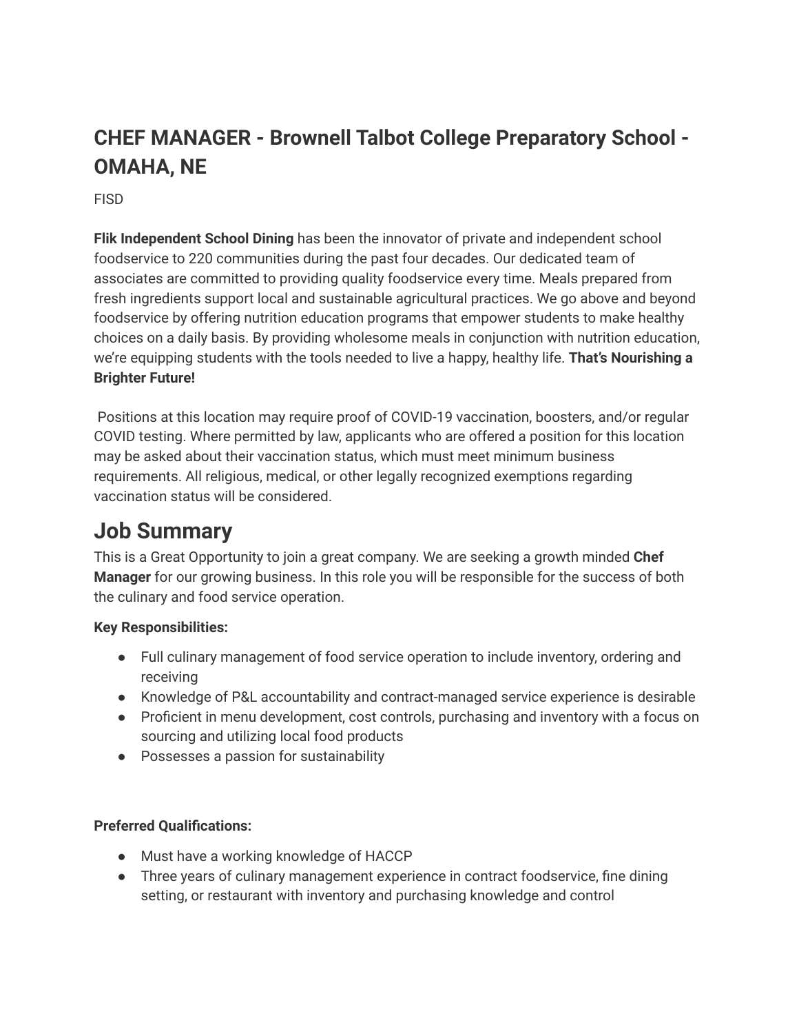## CHEF MANAGER - Brownell Talbot College Preparatory School - OMAHA, NE

FISD

**Flik Independent School Dining** has been the innovator of private and independent school foodservice to 220 communities during the past four decades. Our dedicated team of associates are committed to providing quality foodservice every time. Meals prepared from fresh ingredients support local and sustainable agricultural practices. We go above and beyond foodservice by offering nutrition education programs that empower students to make healthy choices on a daily basis. By providing wholesome meals in conjunction with nutrition education, we're equipping students with the tools needed to live a happy, healthy life. **That's Nourishing a Brighter Future!**

Positions at this location may require proof of COVID-19 vaccination, boosters, and/or regular COVID testing. Where permitted by law, applicants who are offered a position for this location may be asked about their vaccination status, which must meet minimum business requirements. All religious, medical, or other legally recognized exemptions regarding vaccination status will be considered.

# Job Summary

This is a Great Opportunity to join a great company. We are seeking a growth minded **Chef Manager** for our growing business. In this role you will be responsible for the success of both the culinary and food service operation.

**Key Responsibilities:**

- Full culinary management of food service operation to include inventory, ordering and receiving
- Knowledge of P&L accountability and contract-managed service experience is desirable
- Proficient in menu development, cost controls, purchasing and inventory with a focus on sourcing and utilizing local food products
- Possesses a passion for sustainability

**Preferred Qualifications:**

- Must have a working knowledge of HACCP
- Three years of culinary management experience in contract foodservice, fine dining setting, or restaurant with inventory and purchasing knowledge and control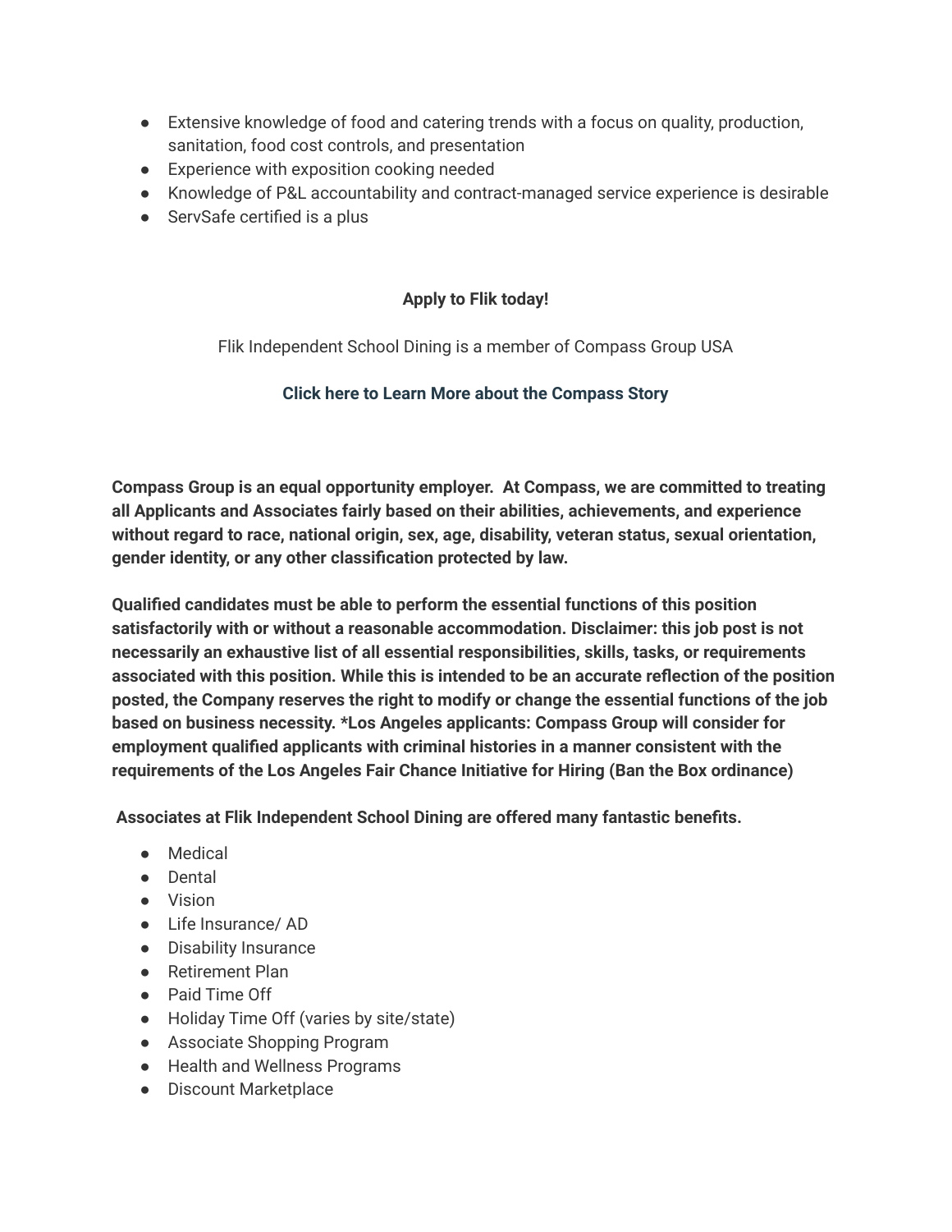- Extensive knowledge of food and catering trends with a focus on quality, production, sanitation, food cost controls, and presentation
- Experience with exposition cooking needed
- Knowledge of P&L accountability and contract-managed service experience is desirable
- ServSafe certified is a plus

**Apply to Flik today!**

Flik Independent School Dining is a member of Compass Group USA

**Click here to Learn More about the Compass Story**

**Compass Group is an equal opportunity employer. At Compass, we are committed to treating all Applicants and Associates fairly based on their abilities, achievements, and experience without regard to race, national origin, sex, age, disability, veteran status, sexual orientation, gender identity, or any other classification protected by law.**

**Qualified candidates must be able to perform the essential functions of this position satisfactorily with or without a reasonable accommodation. Disclaimer: this job post is not necessarily an exhaustive list of all essential responsibilities, skills, tasks, or requirements associated with this position. While this is intended to be an accurate reflection of the position posted, the Company reserves the right to modify or change the essential functions of the job based on business necessity. *Los Angeles applicants: Compass Group will consider for employment qualified applicants with criminal histories in a manner consistent with the requirements of the Los Angeles Fair Chance Initiative for Hiring (Ban the Box ordinance)**

**Associates at Flik Independent School Dining are offered many fantastic benefits.**

- Medical
- Dental
- Vision
- Life Insurance/ AD
- Disability Insurance
- Retirement Plan
- Paid Time Off
- Holiday Time Off (varies by site/state)
- Associate Shopping Program
- Health and Wellness Programs
- Discount Marketplace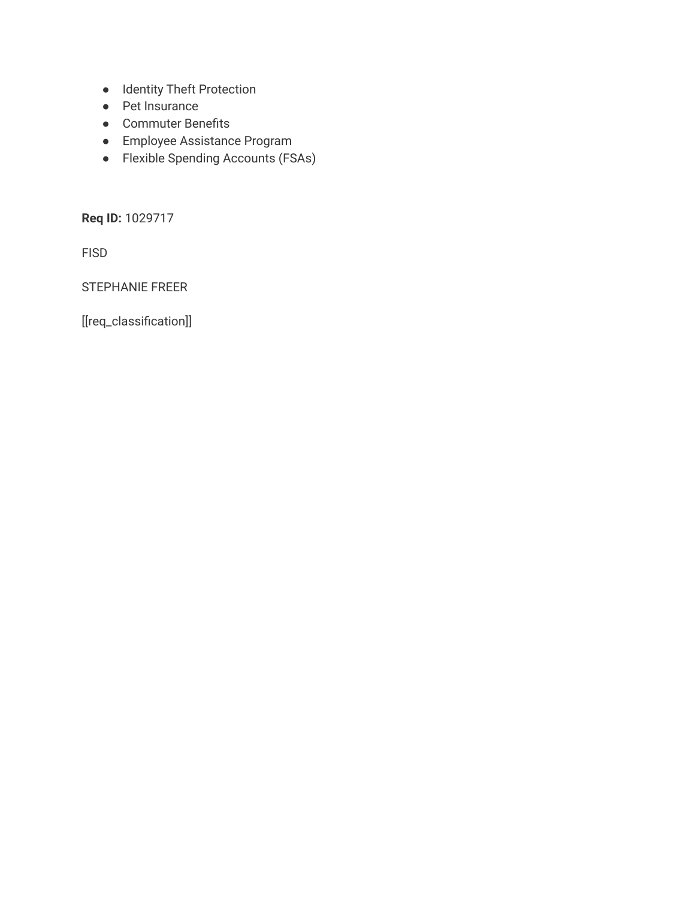- Identity Theft Protection
- Pet Insurance
- Commuter Benefits
- Employee Assistance Program
- Flexible Spending Accounts (FSAs)

**Req ID:** 1029717

FISD

STEPHANIE FREER

[[req_classification]]